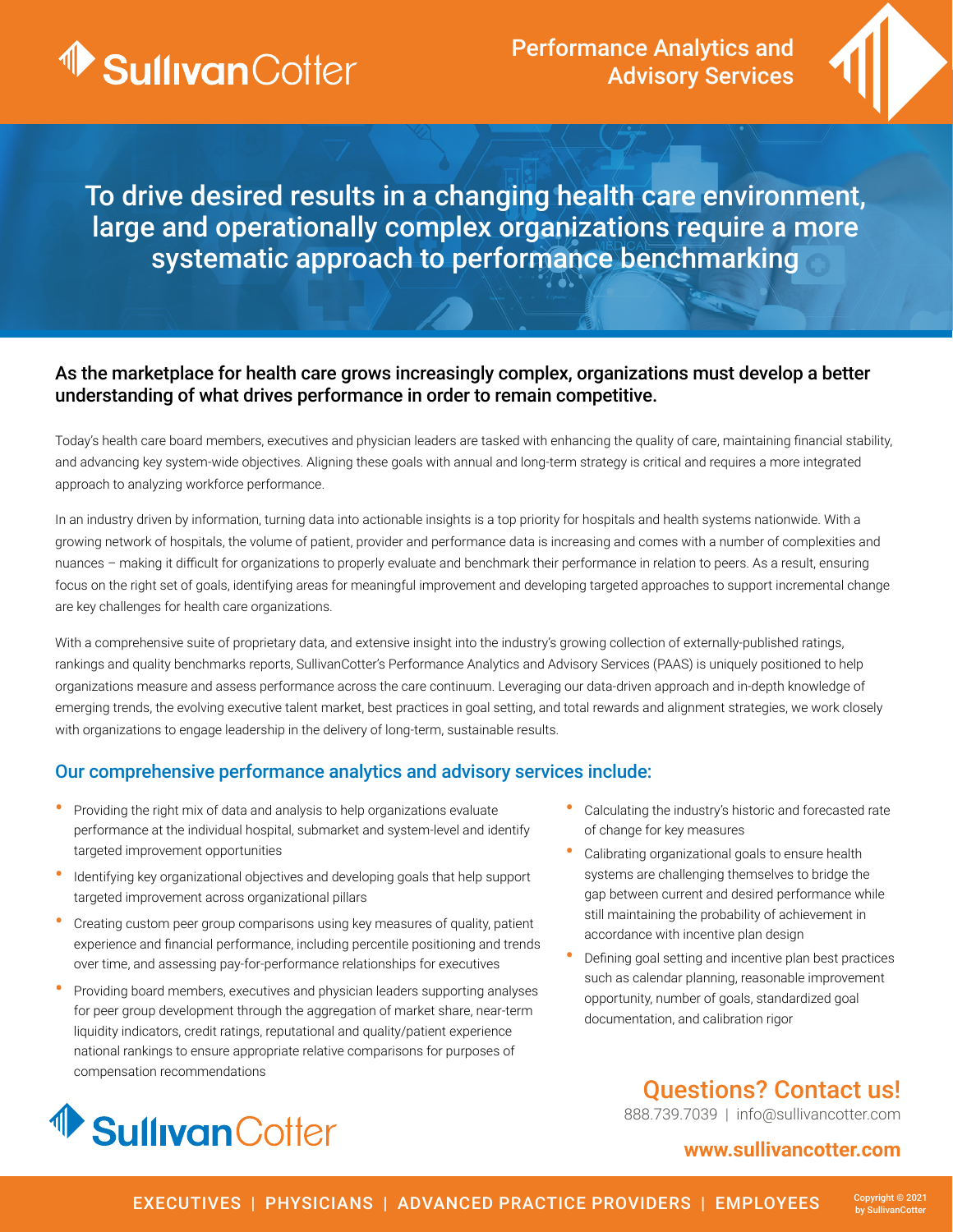SullivanCotter

# Performance Analytics and Advisory Services

## To drive desired results in a changing health care environment, large and operationally complex organizations require a more systematic approach to performance benchmarking

### As the marketplace for health care grows increasingly complex, organizations must develop a better understanding of what drives performance in order to remain competitive.

Today's health care board members, executives and physician leaders are tasked with enhancing the quality of care, maintaining financial stability, and advancing key system-wide objectives. Aligning these goals with annual and long-term strategy is critical and requires a more integrated approach to analyzing workforce performance.

In an industry driven by information, turning data into actionable insights is a top priority for hospitals and health systems nationwide. With a growing network of hospitals, the volume of patient, provider and performance data is increasing and comes with a number of complexities and nuances – making it difficult for organizations to properly evaluate and benchmark their performance in relation to peers. As a result, ensuring focus on the right set of goals, identifying areas for meaningful improvement and developing targeted approaches to support incremental change are key challenges for health care organizations.

With a comprehensive suite of proprietary data, and extensive insight into the industry's growing collection of externally-published ratings, rankings and quality benchmarks reports, SullivanCotter's Performance Analytics and Advisory Services (PAAS) is uniquely positioned to help organizations measure and assess performance across the care continuum. Leveraging our data-driven approach and in-depth knowledge of emerging trends, the evolving executive talent market, best practices in goal setting, and total rewards and alignment strategies, we work closely with organizations to engage leadership in the delivery of long-term, sustainable results.

### Our comprehensive performance analytics and advisory services include:

- Providing the right mix of data and analysis to help organizations evaluate performance at the individual hospital, submarket and system-level and identify targeted improvement opportunities
- Identifying key organizational objectives and developing goals that help support targeted improvement across organizational pillars
- Creating custom peer group comparisons using key measures of quality, patient experience and financial performance, including percentile positioning and trends over time, and assessing pay-for-performance relationships for executives
- Providing board members, executives and physician leaders supporting analyses for peer group development through the aggregation of market share, near-term liquidity indicators, credit ratings, reputational and quality/patient experience national rankings to ensure appropriate relative comparisons for purposes of compensation recommendations
- Calculating the industry's historic and forecasted rate of change for key measures
- Calibrating organizational goals to ensure health systems are challenging themselves to bridge the gap between current and desired performance while still maintaining the probability of achievement in accordance with incentive plan design
- Defining goal setting and incentive plan best practices such as calendar planning, reasonable improvement opportunity, number of goals, standardized goal documentation, and calibration rigor

SullivanCotter

## Questions? Contact us!

888.739.7039 | info@sullivancotter.com

**www.sullivancotter.com**

EXECUTIVES | PHYSICIANS | ADVANCED PRACTICE PROVIDERS | EMPLOYEES

Copyright © 2021 by SullivanCotter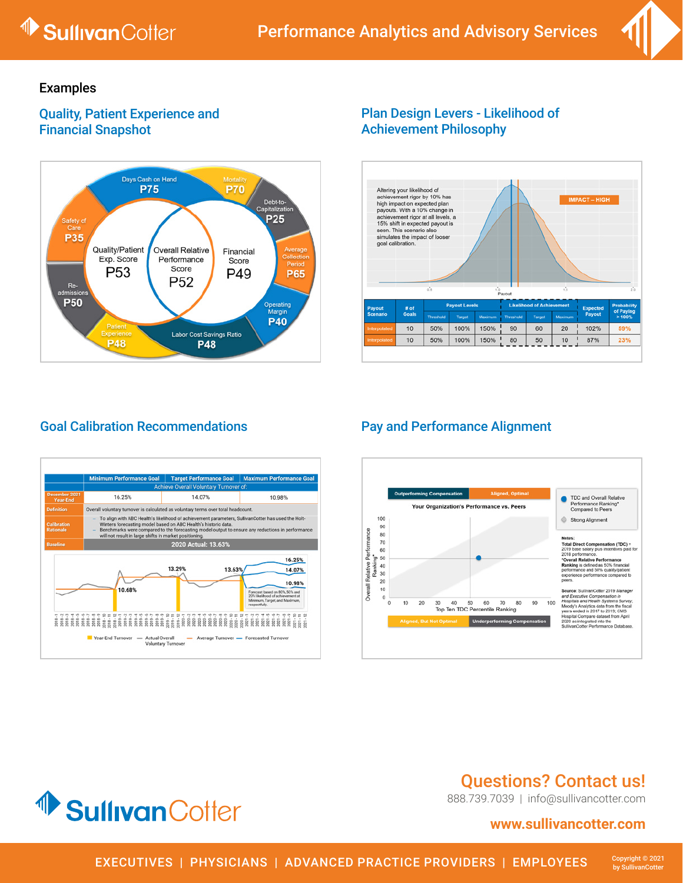## Examples

### Quality, Patient Experience and Financial Snapshot

Days Cash on Hand
P75
Mortality
P70
Debt-to-Capitalization
P25
Average Collection Period
P65
Operating Margin
P40
Labor Cost Savings Ratio
P48
Patient Experience
P48
Re-admissions
P50
Safety of Care
P35

Quality/Patient Exp. Score
P53
Overall Relative Performance Score
P52
Financial Score
P49

### Plan Design Levers - Likelihood of Achievement Philosophy

Altering your likelihood of achievement rigor by 10% has high impact on expected plan payouts. With a 10% change in achievement rigor at all levels, a 15% shift in expected payout is seen. This scenario also simulates the impact of looser goal calibration.

IMPACT – HIGH

0.5
1.0
1.5
2.0
Payout

| Payout Scenario | # of Goals | Payout Levels | | | Likelihood of Achievement | | | Expected Payout | Probability of Paying > 100% |
|---|---|---|---|---|---|---|---|---|---|
| | | Threshold | Target | Maximum | Threshold | Target | Maximum | | |
| Interpolated | 10 | 50% | 100% | 150% | 90 | 60 | 20 | 102% | 59% |
| Interpolated | 10 | 50% | 100% | 150% | 80 | 50 | 10 | 87% | 23% |

### Goal Calibration Recommendations

| | Minimum Performance Goal | Target Performance Goal | Maximum Performance Goal |
|---|---|---|---|
| | Achieve Overall Voluntary Turnover of: | | |
| December 2021 Year-End | 16.25% | 14.07% | 10.98% |
| Definition | Overall voluntary turnover is calculated as voluntary terms over total headcount. | | |
| Calibration Rationale | – To align with ABC Health's likelihood of achievement parameters, SullivanCotter has used the Holt-Winters forecasting model based on ABC Health's historic data. – Benchmarks were compared to the forecasting model output to ensure any reductions in performance will not result in large shifts in market positioning. | | |
| Baseline | 2020 Actual: 13.63% | | |

16.25%
14.07%
10.98%
13.29%
13.63%
10.68%
Forecast based on 80%, 50% and 20% likelihood of achievement at Minimum, Target, and Maximum, respectively.

Year-End Turnover
Actual Overall Voluntary Turnover
Average Turnover
Forecasted Turnover

### Pay and Performance Alignment

Outperforming Compensation
Aligned, Optimal
Your Organization's Performance vs. Peers
Overall Relative Performance Ranking*
Top Ten TDC Percentile Ranking
Aligned, But Not Optimal
Underperforming Compensation

TDC and Overall Relative Performance Ranking* Compared to Peers
Strong Alignment

**Notes:**
**Total Direct Compensation (TDC)** = 2019 base salary plus incentives paid for 2018 performance.
***Overall Relative Performance Ranking** is defined as 50% financial performance and 50% quality/patient experience performance compared to peers.

**Source:** SullivanCotter 2019 *Manager and Executive Compensation in Hospitals and Health Systems Survey*; Moody's Analytics data from the fiscal years ended in 2017 to 2019; CMS Hospital Compare dataset from April 2020 as integrated into the SullivanCotter Performance Database.

## Questions? Contact us!

888.739.7039 | info@sullivancotter.com

**www.sullivancotter.com**

EXECUTIVES | PHYSICIANS | ADVANCED PRACTICE PROVIDERS | EMPLOYEES

Copyright © 2021 by SullivanCotter